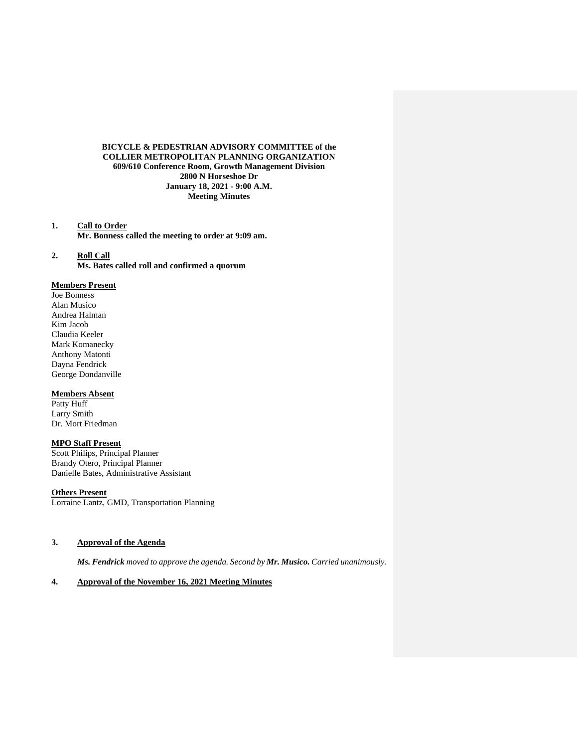**BICYCLE & PEDESTRIAN ADVISORY COMMITTEE of the**
**COLLIER METROPOLITAN PLANNING ORGANIZATION**
**609/610 Conference Room, Growth Management Division**
**2800 N Horseshoe Dr**
**January 18, 2021 - 9:00 A.M.**
**Meeting Minutes**

1. **Call to Order**
   **Mr. Bonness called the meeting to order at 9:09 am.**

2. **Roll Call**
   **Ms. Bates called roll and confirmed a quorum**

**Members Present**
Joe Bonness
Alan Musico
Andrea Halman
Kim Jacob
Claudia Keeler
Mark Komanecky
Anthony Matonti
Dayna Fendrick
George Dondanville

**Members Absent**
Patty Huff
Larry Smith
Dr. Mort Friedman

**MPO Staff Present**
Scott Philips, Principal Planner
Brandy Otero, Principal Planner
Danielle Bates, Administrative Assistant

**Others Present**
Lorraine Lantz, GMD, Transportation Planning

3. **Approval of the Agenda**

   ***Ms. Fendrick*** *moved to approve the agenda. Second by* ***Mr. Musico.*** *Carried unanimously.*

4. **Approval of the November 16, 2021 Meeting Minutes**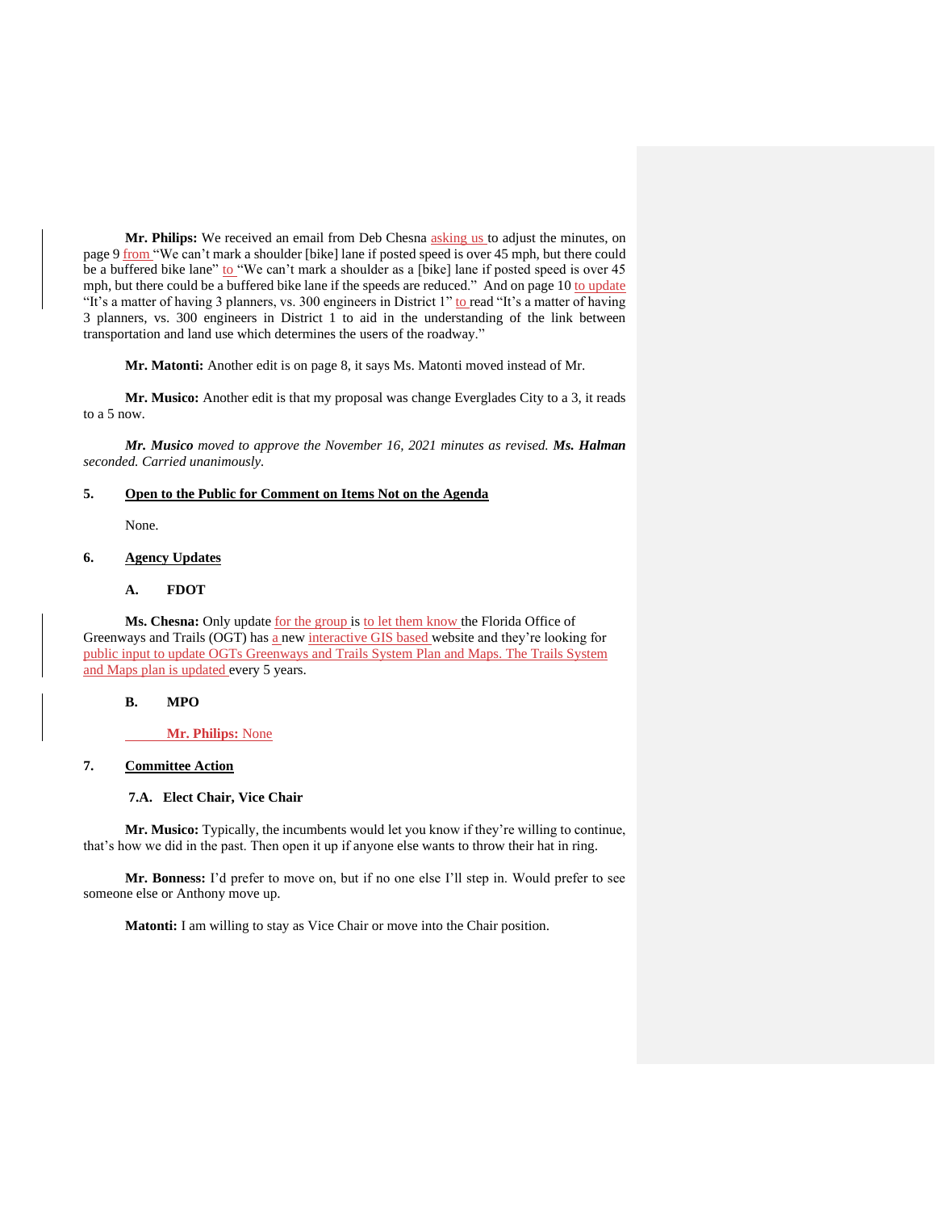**Mr. Philips:** We received an email from Deb Chesna asking us to adjust the minutes, on page 9 from "We can't mark a shoulder [bike] lane if posted speed is over 45 mph, but there could be a buffered bike lane" to "We can't mark a shoulder as a [bike] lane if posted speed is over 45 mph, but there could be a buffered bike lane if the speeds are reduced." And on page 10 to update "It's a matter of having 3 planners, vs. 300 engineers in District 1" to read "It's a matter of having 3 planners, vs. 300 engineers in District 1 to aid in the understanding of the link between transportation and land use which determines the users of the roadway."

**Mr. Matonti:** Another edit is on page 8, it says Ms. Matonti moved instead of Mr.

**Mr. Musico:** Another edit is that my proposal was change Everglades City to a 3, it reads to a 5 now.

***Mr. Musico** moved to approve the November 16, 2021 minutes as revised. **Ms. Halman** seconded. Carried unanimously.*

## 5. Open to the Public for Comment on Items Not on the Agenda

None.

## 6. Agency Updates

### A. FDOT

**Ms. Chesna:** Only update for the group is to let them know the Florida Office of Greenways and Trails (OGT) has a new interactive GIS based website and they're looking for public input to update OGTs Greenways and Trails System Plan and Maps. The Trails System and Maps plan is updated every 5 years.

### B. MPO

**Mr. Philips:** None

## 7. Committee Action

### 7.A. Elect Chair, Vice Chair

**Mr. Musico:** Typically, the incumbents would let you know if they're willing to continue, that's how we did in the past. Then open it up if anyone else wants to throw their hat in ring.

**Mr. Bonness:** I'd prefer to move on, but if no one else I'll step in. Would prefer to see someone else or Anthony move up.

**Matonti:** I am willing to stay as Vice Chair or move into the Chair position.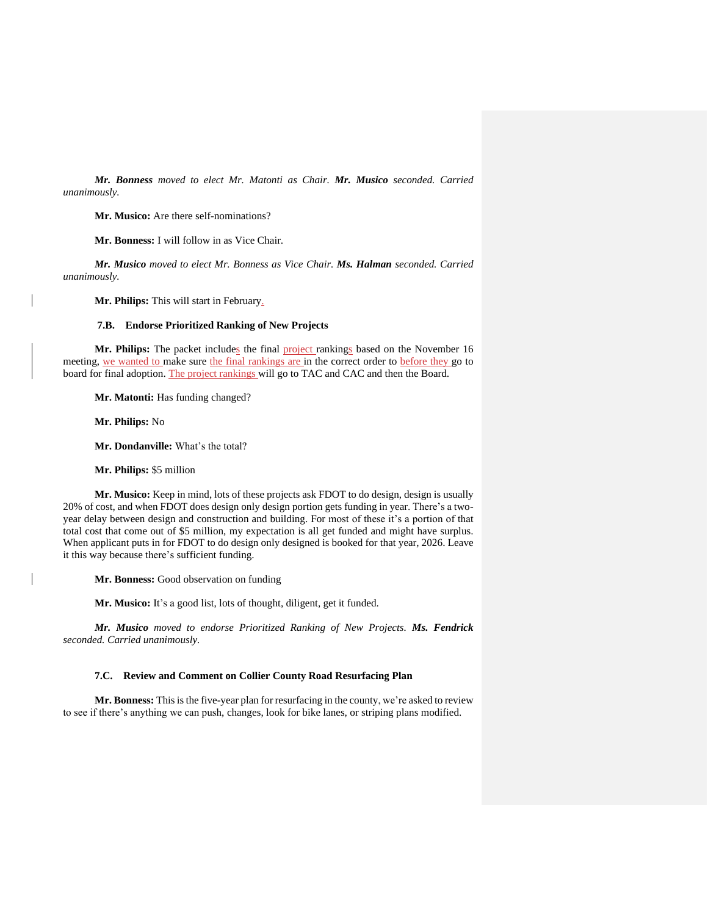***Mr. Bonness** moved to elect Mr. Matonti as Chair. **Mr. Musico** seconded. Carried unanimously.*

**Mr. Musico:** Are there self-nominations?

**Mr. Bonness:** I will follow in as Vice Chair.

***Mr. Musico** moved to elect Mr. Bonness as Vice Chair. **Ms. Halman** seconded. Carried unanimously.*

**Mr. Philips:** This will start in February.

### 7.B. Endorse Prioritized Ranking of New Projects

**Mr. Philips:** The packet includes the final project rankings based on the November 16 meeting, we wanted to make sure the final rankings are in the correct order to before they go to board for final adoption. The project rankings will go to TAC and CAC and then the Board.

**Mr. Matonti:** Has funding changed?

**Mr. Philips:** No

**Mr. Dondanville:** What's the total?

**Mr. Philips:** $5 million

**Mr. Musico:** Keep in mind, lots of these projects ask FDOT to do design, design is usually 20% of cost, and when FDOT does design only design portion gets funding in year. There's a two-year delay between design and construction and building. For most of these it's a portion of that total cost that come out of $5 million, my expectation is all get funded and might have surplus. When applicant puts in for FDOT to do design only designed is booked for that year, 2026. Leave it this way because there's sufficient funding.

**Mr. Bonness:** Good observation on funding

**Mr. Musico:** It's a good list, lots of thought, diligent, get it funded.

***Mr. Musico** moved to endorse Prioritized Ranking of New Projects. **Ms. Fendrick** seconded. Carried unanimously.*

### 7.C. Review and Comment on Collier County Road Resurfacing Plan

**Mr. Bonness:** This is the five-year plan for resurfacing in the county, we're asked to review to see if there's anything we can push, changes, look for bike lanes, or striping plans modified.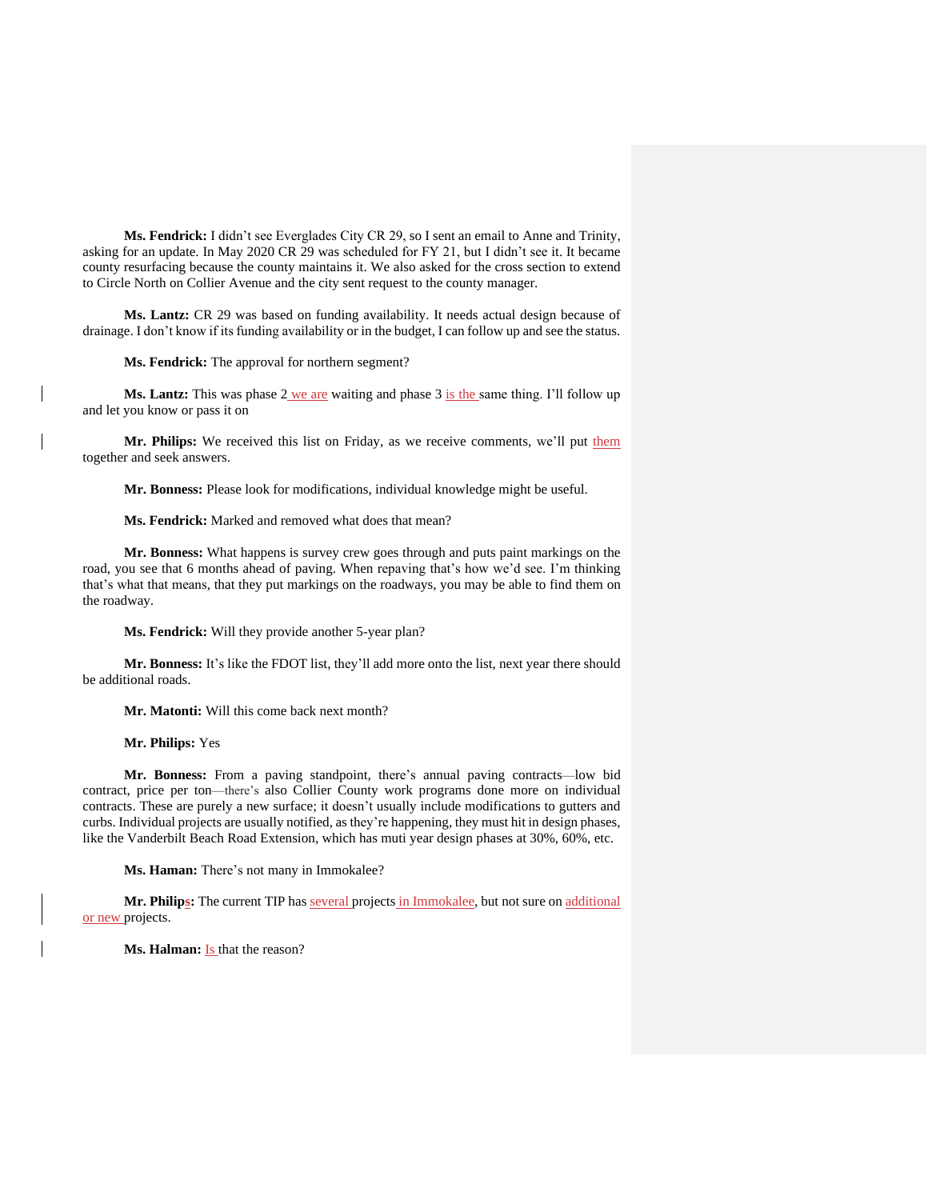**Ms. Fendrick:** I didn't see Everglades City CR 29, so I sent an email to Anne and Trinity, asking for an update. In May 2020 CR 29 was scheduled for FY 21, but I didn't see it. It became county resurfacing because the county maintains it. We also asked for the cross section to extend to Circle North on Collier Avenue and the city sent request to the county manager.

**Ms. Lantz:** CR 29 was based on funding availability. It needs actual design because of drainage. I don't know if its funding availability or in the budget, I can follow up and see the status.

**Ms. Fendrick:** The approval for northern segment?

**Ms. Lantz:** This was phase 2 we are waiting and phase 3 is the same thing. I'll follow up and let you know or pass it on

**Mr. Philips:** We received this list on Friday, as we receive comments, we'll put them together and seek answers.

**Mr. Bonness:** Please look for modifications, individual knowledge might be useful.

**Ms. Fendrick:** Marked and removed what does that mean?

**Mr. Bonness:** What happens is survey crew goes through and puts paint markings on the road, you see that 6 months ahead of paving. When repaving that's how we'd see. I'm thinking that's what that means, that they put markings on the roadways, you may be able to find them on the roadway.

**Ms. Fendrick:** Will they provide another 5-year plan?

**Mr. Bonness:** It's like the FDOT list, they'll add more onto the list, next year there should be additional roads.

**Mr. Matonti:** Will this come back next month?

**Mr. Philips:** Yes

**Mr. Bonness:** From a paving standpoint, there's annual paving contracts—low bid contract, price per ton—there's also Collier County work programs done more on individual contracts. These are purely a new surface; it doesn't usually include modifications to gutters and curbs. Individual projects are usually notified, as they're happening, they must hit in design phases, like the Vanderbilt Beach Road Extension, which has muti year design phases at 30%, 60%, etc.

**Ms. Haman:** There's not many in Immokalee?

**Mr. Philips:** The current TIP has several projects in Immokalee, but not sure on additional or new projects.

**Ms. Halman:** Is that the reason?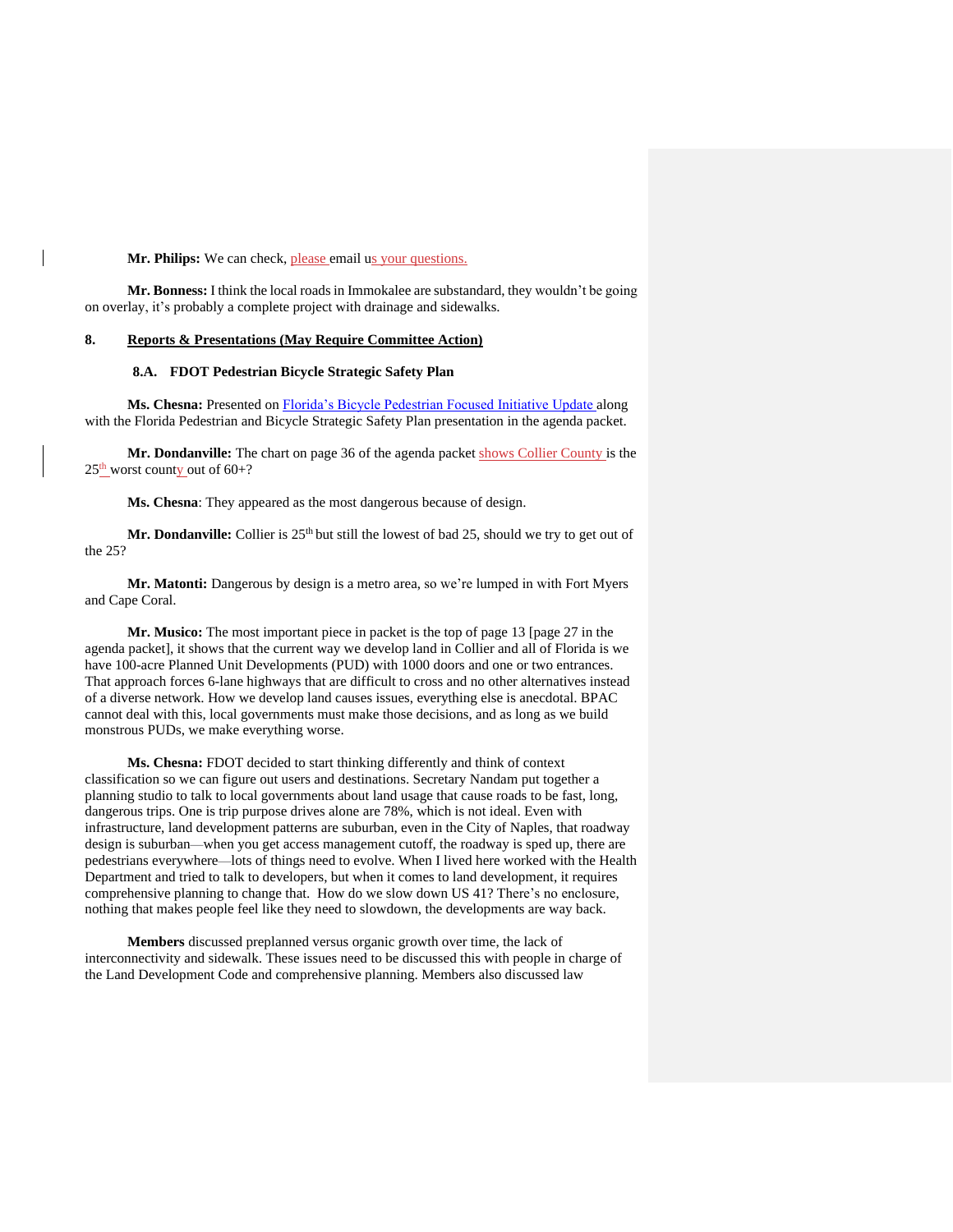**Mr. Philips:** We can check, please email us your questions.

**Mr. Bonness:** I think the local roads in Immokalee are substandard, they wouldn't be going on overlay, it's probably a complete project with drainage and sidewalks.

## 8. Reports & Presentations (May Require Committee Action)

### 8.A. FDOT Pedestrian Bicycle Strategic Safety Plan

**Ms. Chesna:** Presented on Florida's Bicycle Pedestrian Focused Initiative Update along with the Florida Pedestrian and Bicycle Strategic Safety Plan presentation in the agenda packet.

**Mr. Dondanville:** The chart on page 36 of the agenda packet shows Collier County is the 25th worst county out of 60+?

**Ms. Chesna**: They appeared as the most dangerous because of design.

**Mr. Dondanville:** Collier is 25th but still the lowest of bad 25, should we try to get out of the 25?

**Mr. Matonti:** Dangerous by design is a metro area, so we're lumped in with Fort Myers and Cape Coral.

**Mr. Musico:** The most important piece in packet is the top of page 13 [page 27 in the agenda packet], it shows that the current way we develop land in Collier and all of Florida is we have 100-acre Planned Unit Developments (PUD) with 1000 doors and one or two entrances. That approach forces 6-lane highways that are difficult to cross and no other alternatives instead of a diverse network. How we develop land causes issues, everything else is anecdotal. BPAC cannot deal with this, local governments must make those decisions, and as long as we build monstrous PUDs, we make everything worse.

**Ms. Chesna:** FDOT decided to start thinking differently and think of context classification so we can figure out users and destinations. Secretary Nandam put together a planning studio to talk to local governments about land usage that cause roads to be fast, long, dangerous trips. One is trip purpose drives alone are 78%, which is not ideal. Even with infrastructure, land development patterns are suburban, even in the City of Naples, that roadway design is suburban—when you get access management cutoff, the roadway is sped up, there are pedestrians everywhere—lots of things need to evolve. When I lived here worked with the Health Department and tried to talk to developers, but when it comes to land development, it requires comprehensive planning to change that. How do we slow down US 41? There's no enclosure, nothing that makes people feel like they need to slowdown, the developments are way back.

**Members** discussed preplanned versus organic growth over time, the lack of interconnectivity and sidewalk. These issues need to be discussed this with people in charge of the Land Development Code and comprehensive planning. Members also discussed law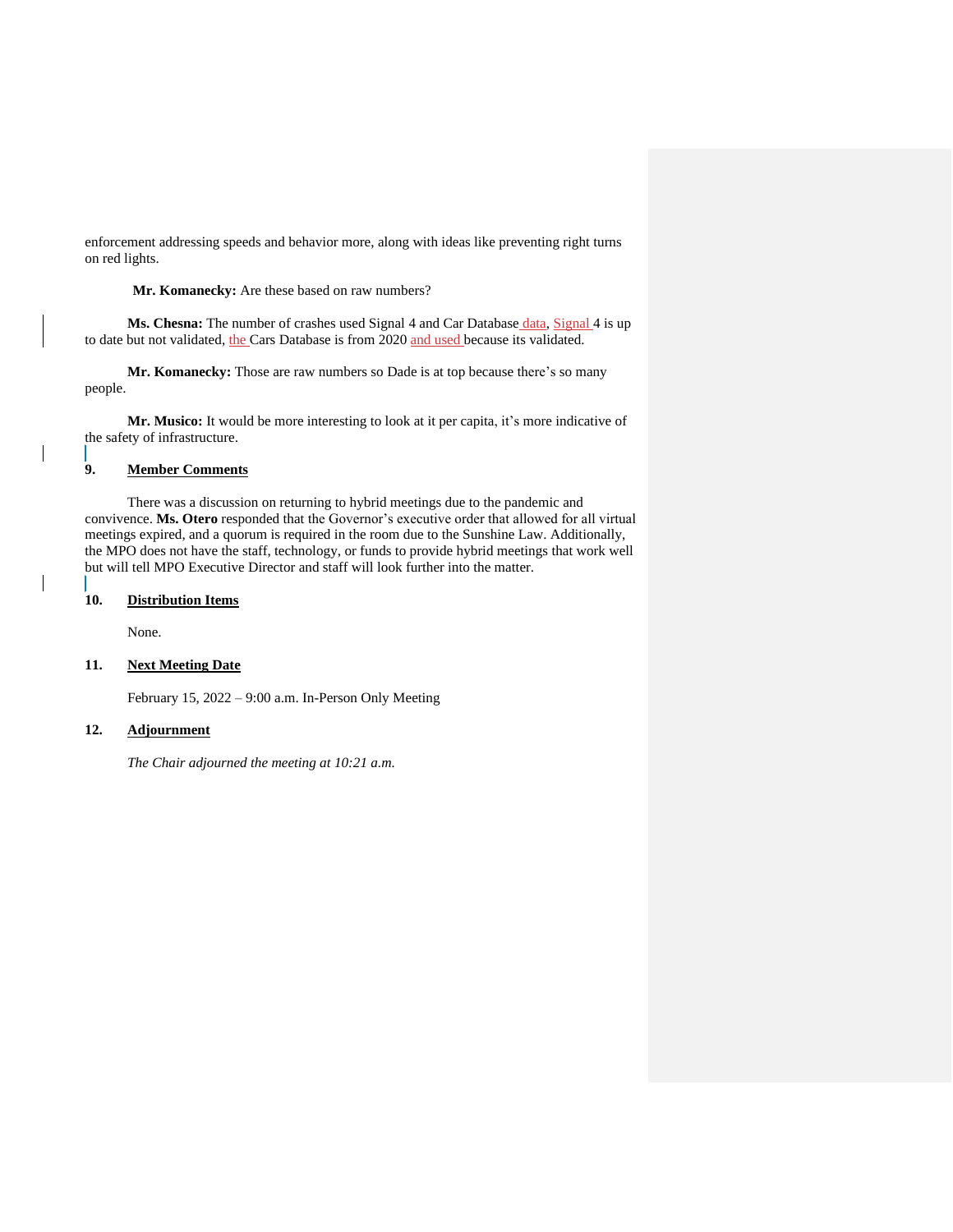enforcement addressing speeds and behavior more, along with ideas like preventing right turns on red lights.

**Mr. Komanecky:** Are these based on raw numbers?

**Ms. Chesna:** The number of crashes used Signal 4 and Car Database data, Signal 4 is up to date but not validated, the Cars Database is from 2020 and used because its validated.

**Mr. Komanecky:** Those are raw numbers so Dade is at top because there's so many people.

**Mr. Musico:** It would be more interesting to look at it per capita, it's more indicative of the safety of infrastructure.

## 9. Member Comments

There was a discussion on returning to hybrid meetings due to the pandemic and convivence. **Ms. Otero** responded that the Governor's executive order that allowed for all virtual meetings expired, and a quorum is required in the room due to the Sunshine Law. Additionally, the MPO does not have the staff, technology, or funds to provide hybrid meetings that work well but will tell MPO Executive Director and staff will look further into the matter.

## 10. Distribution Items

None.

## 11. Next Meeting Date

February 15, 2022 – 9:00 a.m. In-Person Only Meeting

## 12. Adjournment

*The Chair adjourned the meeting at 10:21 a.m.*